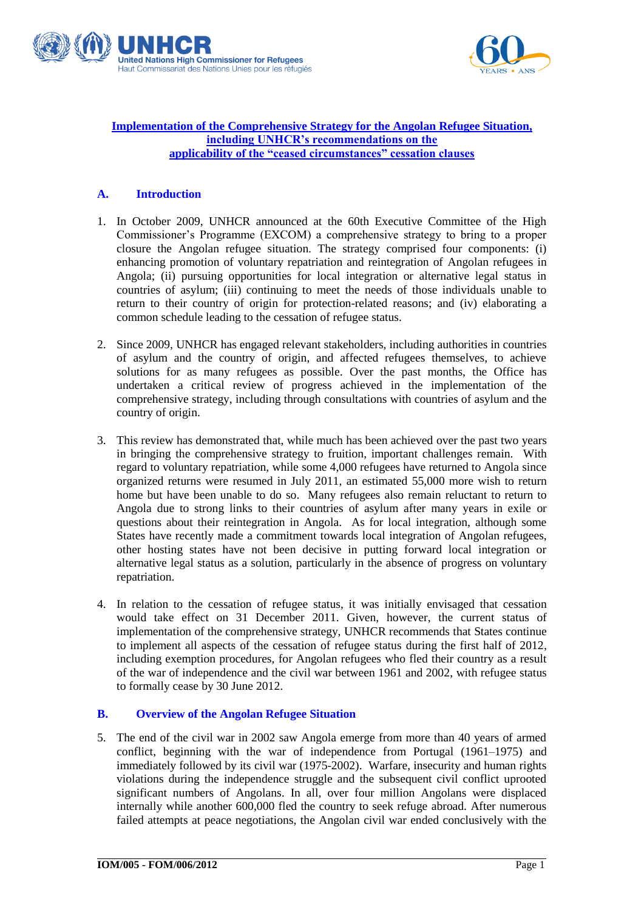# Implementation of the Comprehensive Strategy for the Angolan Refugee Situation, including UNHCR's recommendations on the applicability of the "ceased circumstances" cessation clauses

## A. Introduction

1. In October 2009, UNHCR announced at the 60th Executive Committee of the High Commissioner's Programme (EXCOM) a comprehensive strategy to bring to a proper closure the Angolan refugee situation. The strategy comprised four components: (i) enhancing promotion of voluntary repatriation and reintegration of Angolan refugees in Angola; (ii) pursuing opportunities for local integration or alternative legal status in countries of asylum; (iii) continuing to meet the needs of those individuals unable to return to their country of origin for protection-related reasons; and (iv) elaborating a common schedule leading to the cessation of refugee status.

2. Since 2009, UNHCR has engaged relevant stakeholders, including authorities in countries of asylum and the country of origin, and affected refugees themselves, to achieve solutions for as many refugees as possible. Over the past months, the Office has undertaken a critical review of progress achieved in the implementation of the comprehensive strategy, including through consultations with countries of asylum and the country of origin.

3. This review has demonstrated that, while much has been achieved over the past two years in bringing the comprehensive strategy to fruition, important challenges remain. With regard to voluntary repatriation, while some 4,000 refugees have returned to Angola since organized returns were resumed in July 2011, an estimated 55,000 more wish to return home but have been unable to do so. Many refugees also remain reluctant to return to Angola due to strong links to their countries of asylum after many years in exile or questions about their reintegration in Angola. As for local integration, although some States have recently made a commitment towards local integration of Angolan refugees, other hosting states have not been decisive in putting forward local integration or alternative legal status as a solution, particularly in the absence of progress on voluntary repatriation.

4. In relation to the cessation of refugee status, it was initially envisaged that cessation would take effect on 31 December 2011. Given, however, the current status of implementation of the comprehensive strategy, UNHCR recommends that States continue to implement all aspects of the cessation of refugee status during the first half of 2012, including exemption procedures, for Angolan refugees who fled their country as a result of the war of independence and the civil war between 1961 and 2002, with refugee status to formally cease by 30 June 2012.

## B. Overview of the Angolan Refugee Situation

5. The end of the civil war in 2002 saw Angola emerge from more than 40 years of armed conflict, beginning with the war of independence from Portugal (1961–1975) and immediately followed by its civil war (1975-2002). Warfare, insecurity and human rights violations during the independence struggle and the subsequent civil conflict uprooted significant numbers of Angolans. In all, over four million Angolans were displaced internally while another 600,000 fled the country to seek refuge abroad. After numerous failed attempts at peace negotiations, the Angolan civil war ended conclusively with the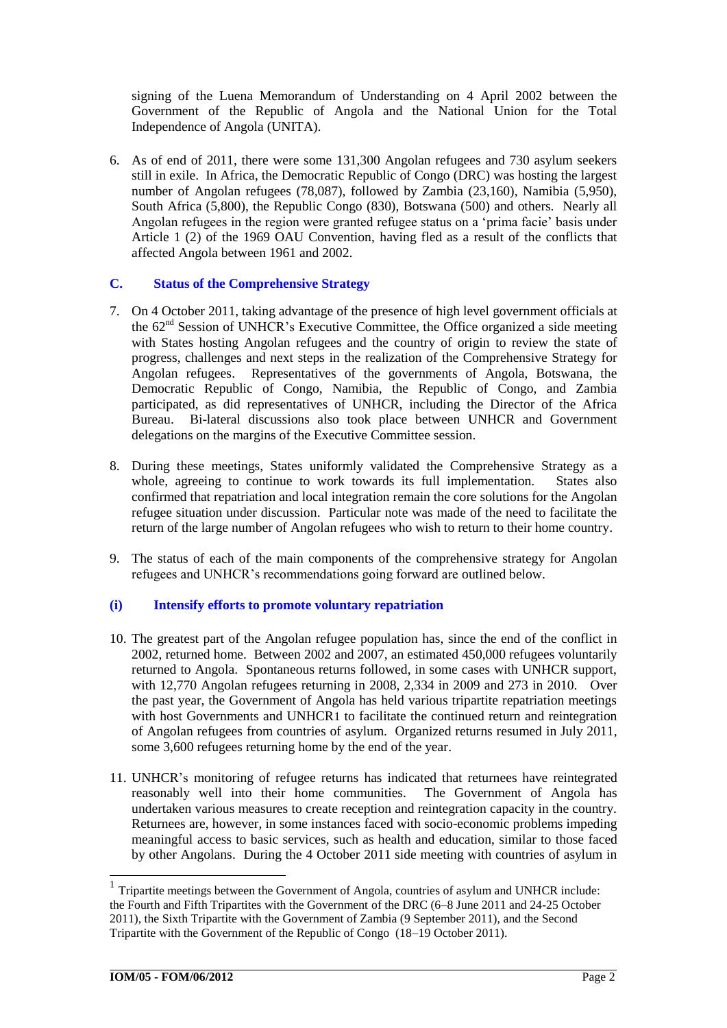signing of the Luena Memorandum of Understanding on 4 April 2002 between the Government of the Republic of Angola and the National Union for the Total Independence of Angola (UNITA).

6. As of end of 2011, there were some 131,300 Angolan refugees and 730 asylum seekers still in exile. In Africa, the Democratic Republic of Congo (DRC) was hosting the largest number of Angolan refugees (78,087), followed by Zambia (23,160), Namibia (5,950), South Africa (5,800), the Republic Congo (830), Botswana (500) and others. Nearly all Angolan refugees in the region were granted refugee status on a 'prima facie' basis under Article 1 (2) of the 1969 OAU Convention, having fled as a result of the conflicts that affected Angola between 1961 and 2002.

### C. Status of the Comprehensive Strategy

7. On 4 October 2011, taking advantage of the presence of high level government officials at the 62nd Session of UNHCR's Executive Committee, the Office organized a side meeting with States hosting Angolan refugees and the country of origin to review the state of progress, challenges and next steps in the realization of the Comprehensive Strategy for Angolan refugees. Representatives of the governments of Angola, Botswana, the Democratic Republic of Congo, Namibia, the Republic of Congo, and Zambia participated, as did representatives of UNHCR, including the Director of the Africa Bureau. Bi-lateral discussions also took place between UNHCR and Government delegations on the margins of the Executive Committee session.

8. During these meetings, States uniformly validated the Comprehensive Strategy as a whole, agreeing to continue to work towards its full implementation. States also confirmed that repatriation and local integration remain the core solutions for the Angolan refugee situation under discussion. Particular note was made of the need to facilitate the return of the large number of Angolan refugees who wish to return to their home country.

9. The status of each of the main components of the comprehensive strategy for Angolan refugees and UNHCR's recommendations going forward are outlined below.

#### (i) Intensify efforts to promote voluntary repatriation

10. The greatest part of the Angolan refugee population has, since the end of the conflict in 2002, returned home. Between 2002 and 2007, an estimated 450,000 refugees voluntarily returned to Angola. Spontaneous returns followed, in some cases with UNHCR support, with 12,770 Angolan refugees returning in 2008, 2,334 in 2009 and 273 in 2010. Over the past year, the Government of Angola has held various tripartite repatriation meetings with host Governments and UNHCR[1] to facilitate the continued return and reintegration of Angolan refugees from countries of asylum. Organized returns resumed in July 2011, some 3,600 refugees returning home by the end of the year.

11. UNHCR's monitoring of refugee returns has indicated that returnees have reintegrated reasonably well into their home communities. The Government of Angola has undertaken various measures to create reception and reintegration capacity in the country. Returnees are, however, in some instances faced with socio-economic problems impeding meaningful access to basic services, such as health and education, similar to those faced by other Angolans. During the 4 October 2011 side meeting with countries of asylum in

---

[1] Tripartite meetings between the Government of Angola, countries of asylum and UNHCR include: the Fourth and Fifth Tripartites with the Government of the DRC (6–8 June 2011 and 24-25 October 2011), the Sixth Tripartite with the Government of Zambia (9 September 2011), and the Second Tripartite with the Government of the Republic of Congo (18–19 October 2011).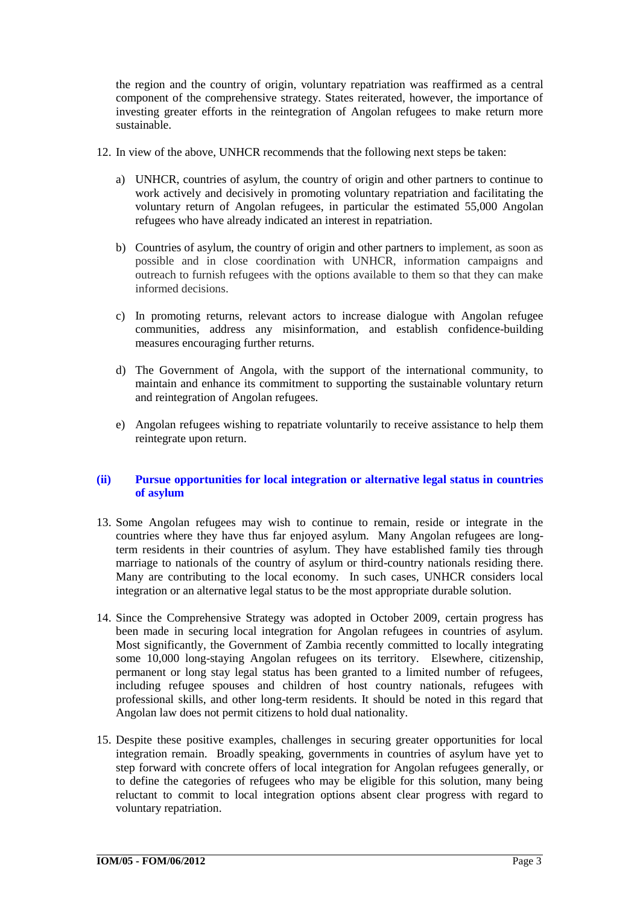the region and the country of origin, voluntary repatriation was reaffirmed as a central component of the comprehensive strategy. States reiterated, however, the importance of investing greater efforts in the reintegration of Angolan refugees to make return more sustainable.

12. In view of the above, UNHCR recommends that the following next steps be taken:

    a) UNHCR, countries of asylum, the country of origin and other partners to continue to work actively and decisively in promoting voluntary repatriation and facilitating the voluntary return of Angolan refugees, in particular the estimated 55,000 Angolan refugees who have already indicated an interest in repatriation.

    b) Countries of asylum, the country of origin and other partners to implement, as soon as possible and in close coordination with UNHCR, information campaigns and outreach to furnish refugees with the options available to them so that they can make informed decisions.

    c) In promoting returns, relevant actors to increase dialogue with Angolan refugee communities, address any misinformation, and establish confidence-building measures encouraging further returns.

    d) The Government of Angola, with the support of the international community, to maintain and enhance its commitment to supporting the sustainable voluntary return and reintegration of Angolan refugees.

    e) Angolan refugees wishing to repatriate voluntarily to receive assistance to help them reintegrate upon return.

### (ii) Pursue opportunities for local integration or alternative legal status in countries of asylum

13. Some Angolan refugees may wish to continue to remain, reside or integrate in the countries where they have thus far enjoyed asylum. Many Angolan refugees are long-term residents in their countries of asylum. They have established family ties through marriage to nationals of the country of asylum or third-country nationals residing there. Many are contributing to the local economy. In such cases, UNHCR considers local integration or an alternative legal status to be the most appropriate durable solution.

14. Since the Comprehensive Strategy was adopted in October 2009, certain progress has been made in securing local integration for Angolan refugees in countries of asylum. Most significantly, the Government of Zambia recently committed to locally integrating some 10,000 long-staying Angolan refugees on its territory. Elsewhere, citizenship, permanent or long stay legal status has been granted to a limited number of refugees, including refugee spouses and children of host country nationals, refugees with professional skills, and other long-term residents. It should be noted in this regard that Angolan law does not permit citizens to hold dual nationality.

15. Despite these positive examples, challenges in securing greater opportunities for local integration remain. Broadly speaking, governments in countries of asylum have yet to step forward with concrete offers of local integration for Angolan refugees generally, or to define the categories of refugees who may be eligible for this solution, many being reluctant to commit to local integration options absent clear progress with regard to voluntary repatriation.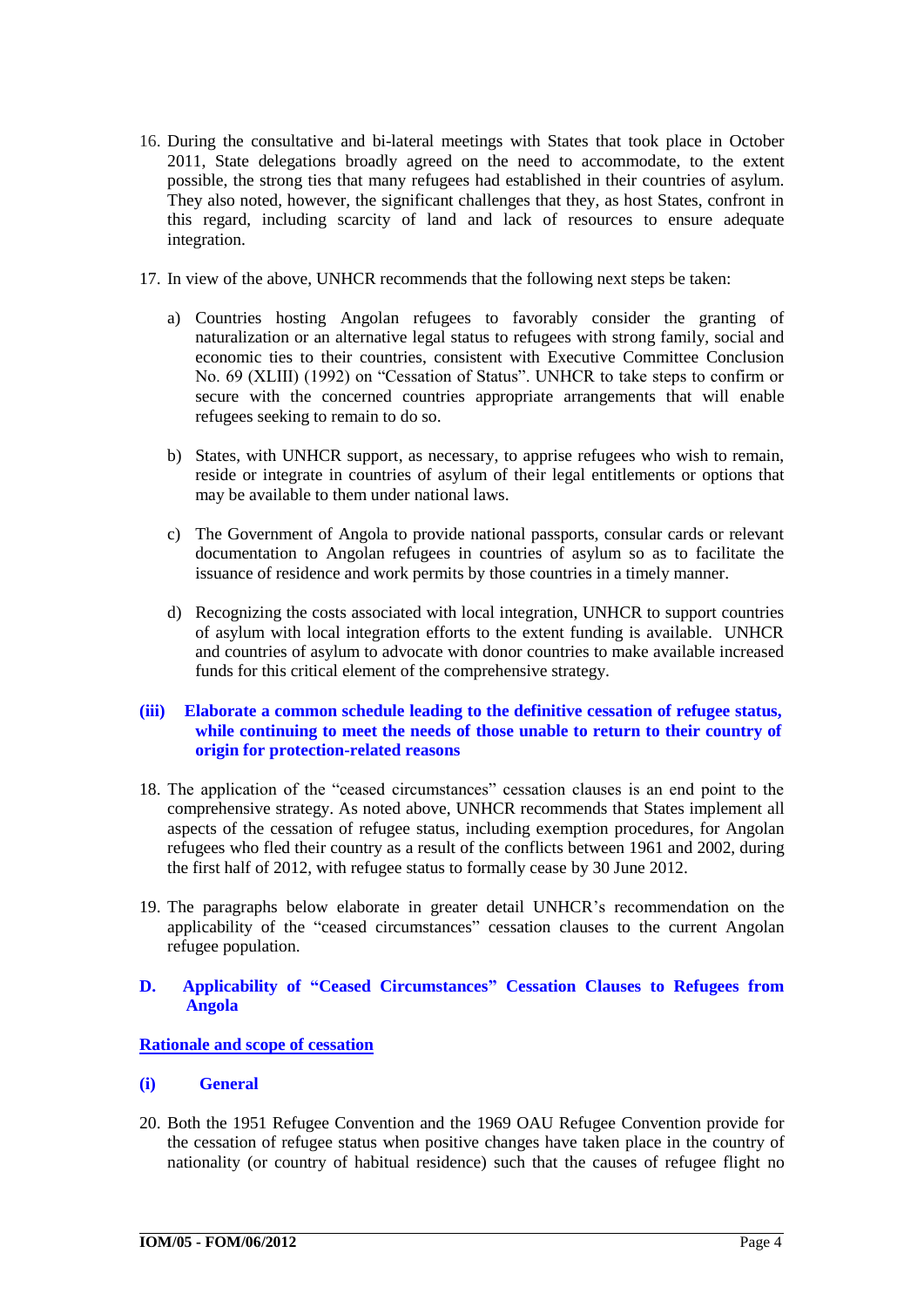16. During the consultative and bi-lateral meetings with States that took place in October 2011, State delegations broadly agreed on the need to accommodate, to the extent possible, the strong ties that many refugees had established in their countries of asylum. They also noted, however, the significant challenges that they, as host States, confront in this regard, including scarcity of land and lack of resources to ensure adequate integration.

17. In view of the above, UNHCR recommends that the following next steps be taken:

    a) Countries hosting Angolan refugees to favorably consider the granting of naturalization or an alternative legal status to refugees with strong family, social and economic ties to their countries, consistent with Executive Committee Conclusion No. 69 (XLIII) (1992) on "Cessation of Status". UNHCR to take steps to confirm or secure with the concerned countries appropriate arrangements that will enable refugees seeking to remain to do so.

    b) States, with UNHCR support, as necessary, to apprise refugees who wish to remain, reside or integrate in countries of asylum of their legal entitlements or options that may be available to them under national laws.

    c) The Government of Angola to provide national passports, consular cards or relevant documentation to Angolan refugees in countries of asylum so as to facilitate the issuance of residence and work permits by those countries in a timely manner.

    d) Recognizing the costs associated with local integration, UNHCR to support countries of asylum with local integration efforts to the extent funding is available. UNHCR and countries of asylum to advocate with donor countries to make available increased funds for this critical element of the comprehensive strategy.

### (iii) Elaborate a common schedule leading to the definitive cessation of refugee status, while continuing to meet the needs of those unable to return to their country of origin for protection-related reasons

18. The application of the "ceased circumstances" cessation clauses is an end point to the comprehensive strategy. As noted above, UNHCR recommends that States implement all aspects of the cessation of refugee status, including exemption procedures, for Angolan refugees who fled their country as a result of the conflicts between 1961 and 2002, during the first half of 2012, with refugee status to formally cease by 30 June 2012.

19. The paragraphs below elaborate in greater detail UNHCR's recommendation on the applicability of the "ceased circumstances" cessation clauses to the current Angolan refugee population.

## D. Applicability of "Ceased Circumstances" Cessation Clauses to Refugees from Angola

### Rationale and scope of cessation

#### (i) General

20. Both the 1951 Refugee Convention and the 1969 OAU Refugee Convention provide for the cessation of refugee status when positive changes have taken place in the country of nationality (or country of habitual residence) such that the causes of refugee flight no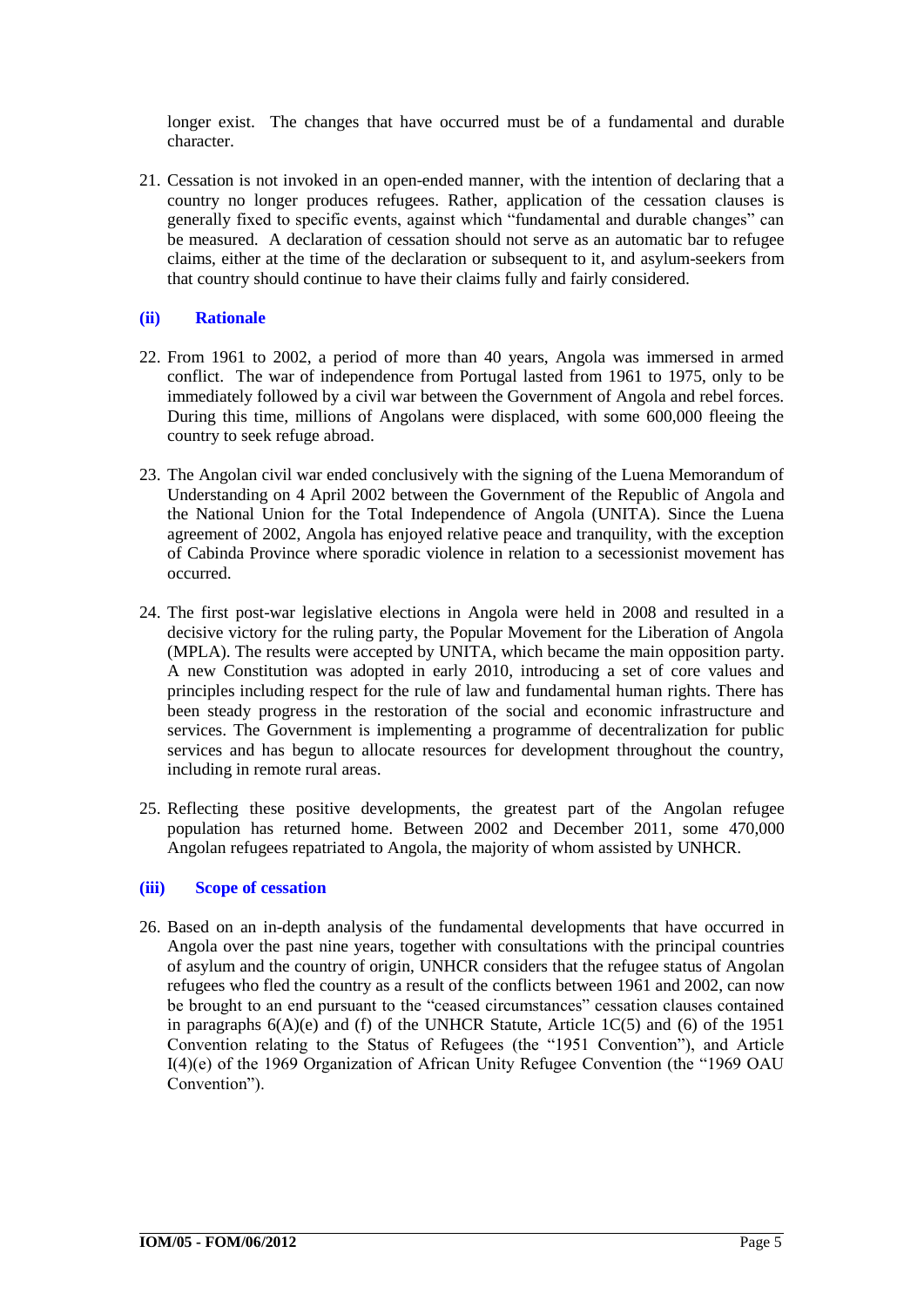longer exist. The changes that have occurred must be of a fundamental and durable character.

21. Cessation is not invoked in an open-ended manner, with the intention of declaring that a country no longer produces refugees. Rather, application of the cessation clauses is generally fixed to specific events, against which "fundamental and durable changes" can be measured. A declaration of cessation should not serve as an automatic bar to refugee claims, either at the time of the declaration or subsequent to it, and asylum-seekers from that country should continue to have their claims fully and fairly considered.

### (ii) Rationale

22. From 1961 to 2002, a period of more than 40 years, Angola was immersed in armed conflict. The war of independence from Portugal lasted from 1961 to 1975, only to be immediately followed by a civil war between the Government of Angola and rebel forces. During this time, millions of Angolans were displaced, with some 600,000 fleeing the country to seek refuge abroad.

23. The Angolan civil war ended conclusively with the signing of the Luena Memorandum of Understanding on 4 April 2002 between the Government of the Republic of Angola and the National Union for the Total Independence of Angola (UNITA). Since the Luena agreement of 2002, Angola has enjoyed relative peace and tranquility, with the exception of Cabinda Province where sporadic violence in relation to a secessionist movement has occurred.

24. The first post-war legislative elections in Angola were held in 2008 and resulted in a decisive victory for the ruling party, the Popular Movement for the Liberation of Angola (MPLA). The results were accepted by UNITA, which became the main opposition party. A new Constitution was adopted in early 2010, introducing a set of core values and principles including respect for the rule of law and fundamental human rights. There has been steady progress in the restoration of the social and economic infrastructure and services. The Government is implementing a programme of decentralization for public services and has begun to allocate resources for development throughout the country, including in remote rural areas.

25. Reflecting these positive developments, the greatest part of the Angolan refugee population has returned home. Between 2002 and December 2011, some 470,000 Angolan refugees repatriated to Angola, the majority of whom assisted by UNHCR.

### (iii) Scope of cessation

26. Based on an in-depth analysis of the fundamental developments that have occurred in Angola over the past nine years, together with consultations with the principal countries of asylum and the country of origin, UNHCR considers that the refugee status of Angolan refugees who fled the country as a result of the conflicts between 1961 and 2002, can now be brought to an end pursuant to the "ceased circumstances" cessation clauses contained in paragraphs 6(A)(e) and (f) of the UNHCR Statute, Article 1C(5) and (6) of the 1951 Convention relating to the Status of Refugees (the "1951 Convention"), and Article I(4)(e) of the 1969 Organization of African Unity Refugee Convention (the "1969 OAU Convention").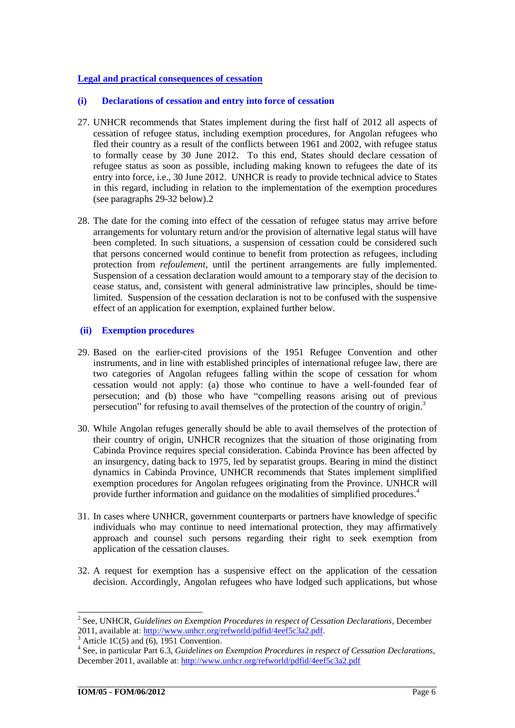## Legal and practical consequences of cessation

### (i) Declarations of cessation and entry into force of cessation

27. UNHCR recommends that States implement during the first half of 2012 all aspects of cessation of refugee status, including exemption procedures, for Angolan refugees who fled their country as a result of the conflicts between 1961 and 2002, with refugee status to formally cease by 30 June 2012. To this end, States should declare cessation of refugee status as soon as possible, including making known to refugees the date of its entry into force, i.e., 30 June 2012. UNHCR is ready to provide technical advice to States in this regard, including in relation to the implementation of the exemption procedures (see paragraphs 29-32 below).2

28. The date for the coming into effect of the cessation of refugee status may arrive before arrangements for voluntary return and/or the provision of alternative legal status will have been completed. In such situations, a suspension of cessation could be considered such that persons concerned would continue to benefit from protection as refugees, including protection from *refoulement*, until the pertinent arrangements are fully implemented. Suspension of a cessation declaration would amount to a temporary stay of the decision to cease status, and, consistent with general administrative law principles, should be time-limited. Suspension of the cessation declaration is not to be confused with the suspensive effect of an application for exemption, explained further below.

### (ii) Exemption procedures

29. Based on the earlier-cited provisions of the 1951 Refugee Convention and other instruments, and in line with established principles of international refugee law, there are two categories of Angolan refugees falling within the scope of cessation for whom cessation would not apply: (a) those who continue to have a well-founded fear of persecution; and (b) those who have "compelling reasons arising out of previous persecution" for refusing to avail themselves of the protection of the country of origin.[3]

30. While Angolan refuges generally should be able to avail themselves of the protection of their country of origin, UNHCR recognizes that the situation of those originating from Cabinda Province requires special consideration. Cabinda Province has been affected by an insurgency, dating back to 1975, led by separatist groups. Bearing in mind the distinct dynamics in Cabinda Province, UNHCR recommends that States implement simplified exemption procedures for Angolan refugees originating from the Province. UNHCR will provide further information and guidance on the modalities of simplified procedures.[4]

31. In cases where UNHCR, government counterparts or partners have knowledge of specific individuals who may continue to need international protection, they may affirmatively approach and counsel such persons regarding their right to seek exemption from application of the cessation clauses.

32. A request for exemption has a suspensive effect on the application of the cessation decision. Accordingly, Angolan refugees who have lodged such applications, but whose

---

[2] See, UNHCR, *Guidelines on Exemption Procedures in respect of Cessation Declarations*, December 2011, available at: http://www.unhcr.org/refworld/pdfid/4eef5c3a2.pdf.

[3] Article 1C(5) and (6), 1951 Convention.

[4] See, in particular Part 6.3, *Guidelines on Exemption Procedures in respect of Cessation Declarations*, December 2011, available at: http://www.unhcr.org/refworld/pdfid/4eef5c3a2.pdf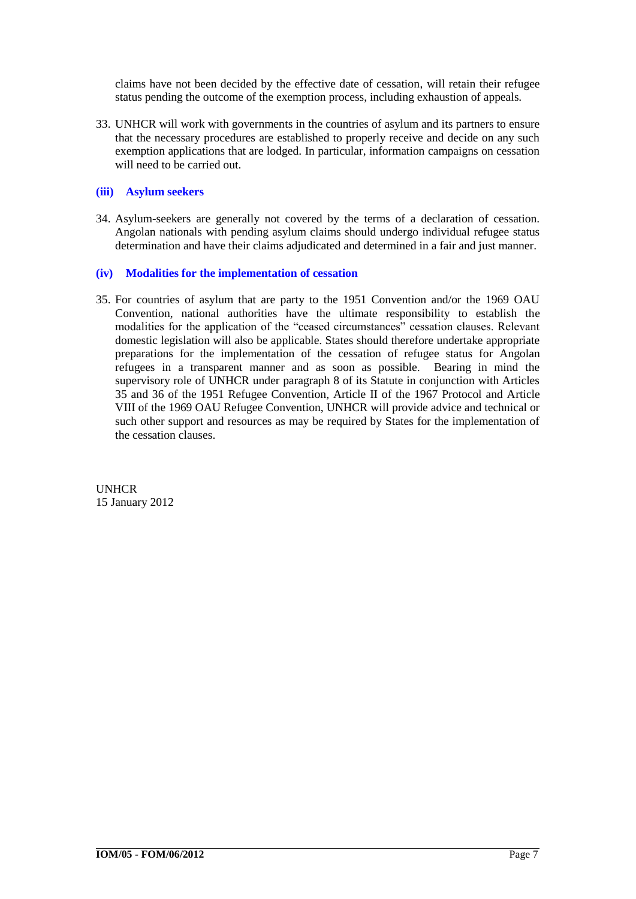claims have not been decided by the effective date of cessation, will retain their refugee status pending the outcome of the exemption process, including exhaustion of appeals.

33. UNHCR will work with governments in the countries of asylum and its partners to ensure that the necessary procedures are established to properly receive and decide on any such exemption applications that are lodged. In particular, information campaigns on cessation will need to be carried out.

### (iii) Asylum seekers

34. Asylum-seekers are generally not covered by the terms of a declaration of cessation. Angolan nationals with pending asylum claims should undergo individual refugee status determination and have their claims adjudicated and determined in a fair and just manner.

### (iv) Modalities for the implementation of cessation

35. For countries of asylum that are party to the 1951 Convention and/or the 1969 OAU Convention, national authorities have the ultimate responsibility to establish the modalities for the application of the "ceased circumstances" cessation clauses. Relevant domestic legislation will also be applicable. States should therefore undertake appropriate preparations for the implementation of the cessation of refugee status for Angolan refugees in a transparent manner and as soon as possible. Bearing in mind the supervisory role of UNHCR under paragraph 8 of its Statute in conjunction with Articles 35 and 36 of the 1951 Refugee Convention, Article II of the 1967 Protocol and Article VIII of the 1969 OAU Refugee Convention, UNHCR will provide advice and technical or such other support and resources as may be required by States for the implementation of the cessation clauses.

UNHCR
15 January 2012